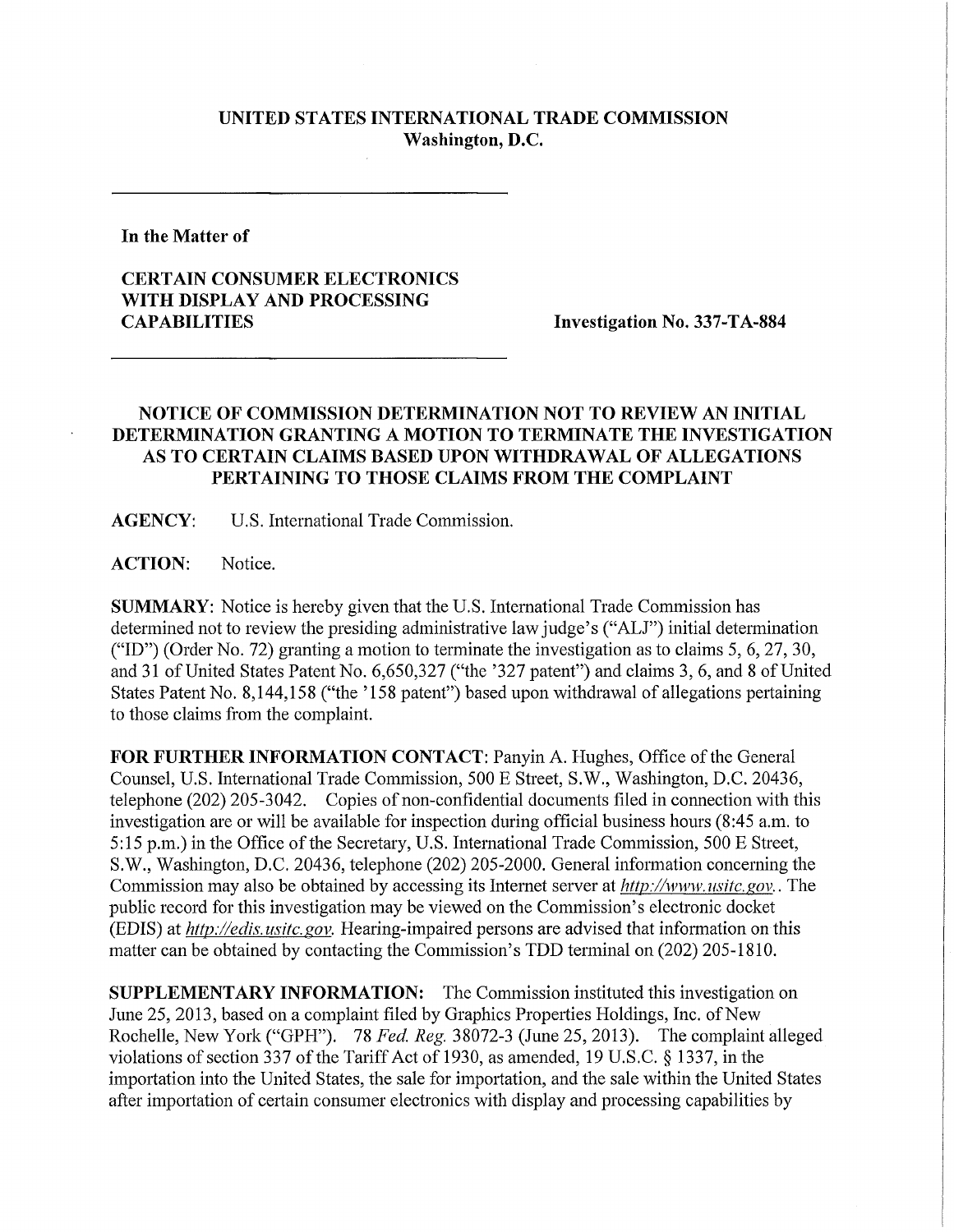**UNITED STATES INTERNATIONAL TRADE COMMISSION**
**Washington, D.C.**

---

**In the Matter of**

**CERTAIN CONSUMER ELECTRONICS WITH DISPLAY AND PROCESSING CAPABILITIES**

**Investigation No. 337-TA-884**

---

## NOTICE OF COMMISSION DETERMINATION NOT TO REVIEW AN INITIAL DETERMINATION GRANTING A MOTION TO TERMINATE THE INVESTIGATION AS TO CERTAIN CLAIMS BASED UPON WITHDRAWAL OF ALLEGATIONS PERTAINING TO THOSE CLAIMS FROM THE COMPLAINT

**AGENCY:** U.S. International Trade Commission.

**ACTION:** Notice.

**SUMMARY:** Notice is hereby given that the U.S. International Trade Commission has determined not to review the presiding administrative law judge's ("ALJ") initial determination ("ID") (Order No. 72) granting a motion to terminate the investigation as to claims 5, 6, 27, 30, and 31 of United States Patent No. 6,650,327 ("the '327 patent") and claims 3, 6, and 8 of United States Patent No. 8,144,158 ("the '158 patent") based upon withdrawal of allegations pertaining to those claims from the complaint.

**FOR FURTHER INFORMATION CONTACT:** Panyin A. Hughes, Office of the General Counsel, U.S. International Trade Commission, 500 E Street, S.W., Washington, D.C. 20436, telephone (202) 205-3042. Copies of non-confidential documents filed in connection with this investigation are or will be available for inspection during official business hours (8:45 a.m. to 5:15 p.m.) in the Office of the Secretary, U.S. International Trade Commission, 500 E Street, S.W., Washington, D.C. 20436, telephone (202) 205-2000. General information concerning the Commission may also be obtained by accessing its Internet server at *http://www.usitc.gov*.. The public record for this investigation may be viewed on the Commission's electronic docket (EDIS) at *http://edis.usitc.gov.* Hearing-impaired persons are advised that information on this matter can be obtained by contacting the Commission's TDD terminal on (202) 205-1810.

**SUPPLEMENTARY INFORMATION:** The Commission instituted this investigation on June 25, 2013, based on a complaint filed by Graphics Properties Holdings, Inc. of New Rochelle, New York ("GPH"). 78 *Fed. Reg.* 38072-3 (June 25, 2013). The complaint alleged violations of section 337 of the Tariff Act of 1930, as amended, 19 U.S.C. § 1337, in the importation into the United States, the sale for importation, and the sale within the United States after importation of certain consumer electronics with display and processing capabilities by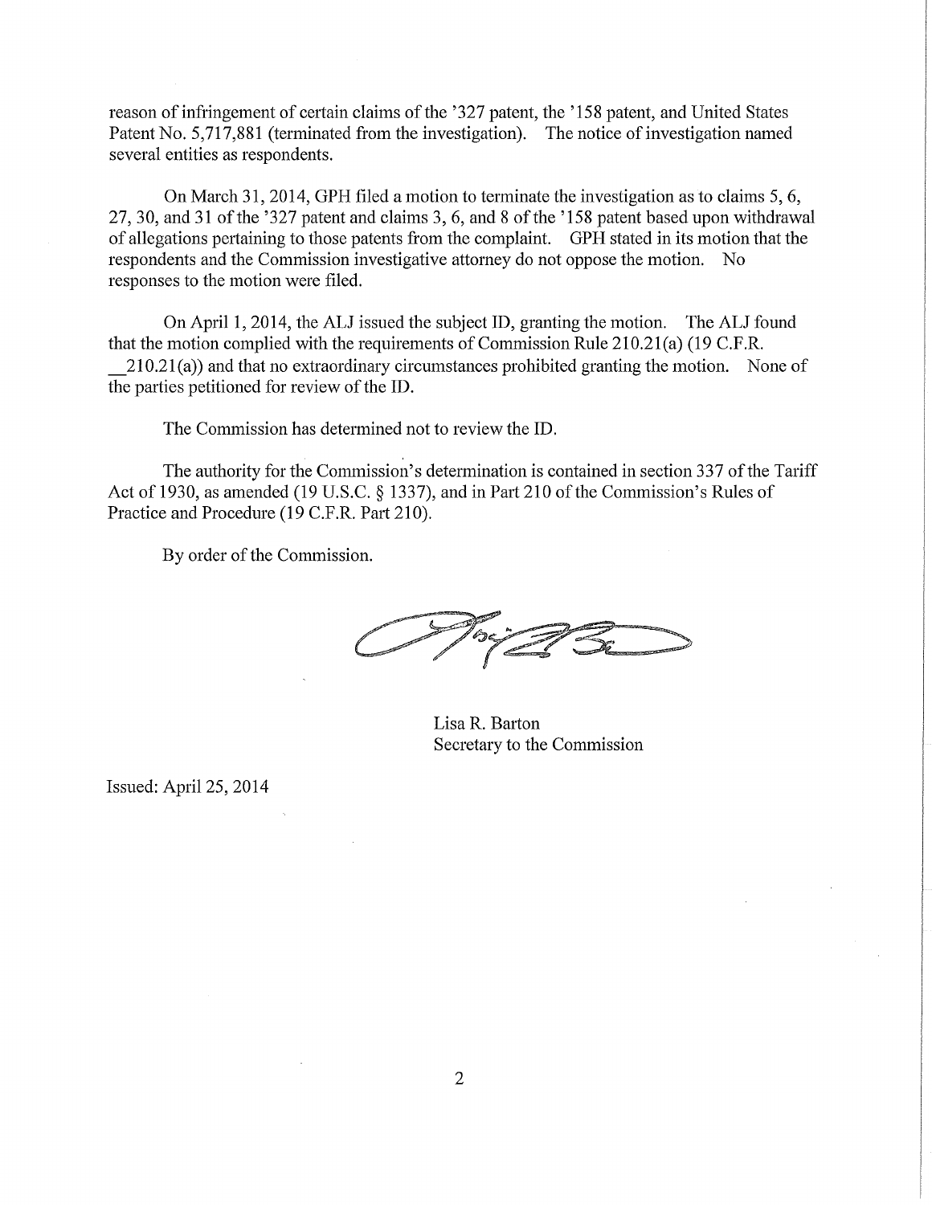reason of infringement of certain claims of the '327 patent, the '158 patent, and United States Patent No. 5,717,881 (terminated from the investigation). The notice of investigation named several entities as respondents.

On March 31, 2014, GPH filed a motion to terminate the investigation as to claims 5, 6, 27, 30, and 31 of the '327 patent and claims 3, 6, and 8 of the '158 patent based upon withdrawal of allegations pertaining to those patents from the complaint. GPH stated in its motion that the respondents and the Commission investigative attorney do not oppose the motion. No responses to the motion were filed.

On April 1, 2014, the ALJ issued the subject ID, granting the motion. The ALJ found that the motion complied with the requirements of Commission Rule 210.21(a) (19 C.F.R. __210.21(a)) and that no extraordinary circumstances prohibited granting the motion. None of the parties petitioned for review of the ID.

The Commission has determined not to review the ID.

The authority for the Commission's determination is contained in section 337 of the Tariff Act of 1930, as amended (19 U.S.C. § 1337), and in Part 210 of the Commission's Rules of Practice and Procedure (19 C.F.R. Part 210).

By order of the Commission.

Lisa R. Barton
Secretary to the Commission

Issued: April 25, 2014